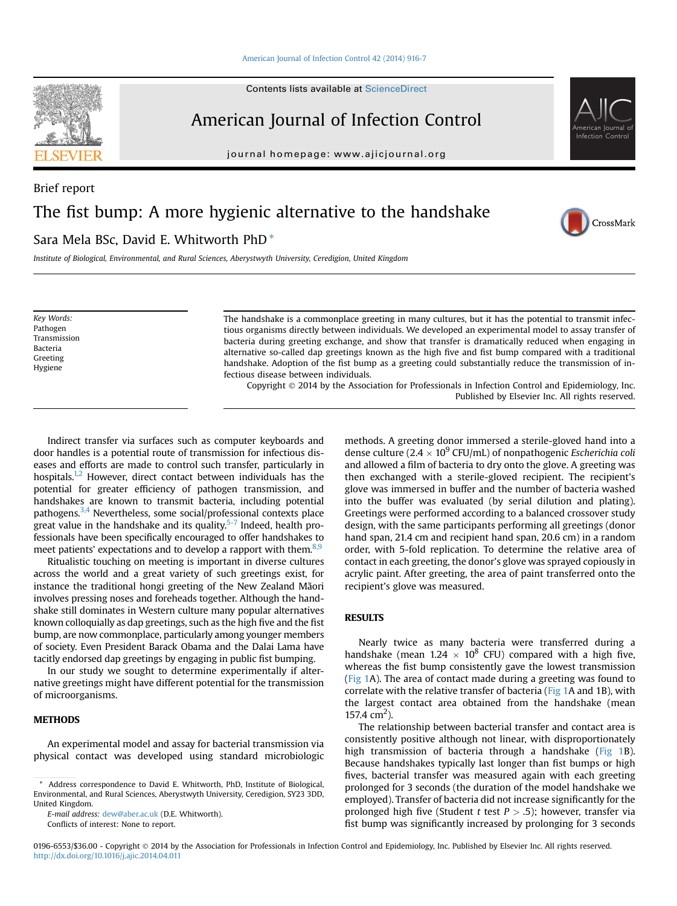Brief report

# The fist bump: A more hygienic alternative to the handshake

Sara Mela BSc, David E. Whitworth PhD *

*Institute of Biological, Environmental, and Rural Sciences, Aberystwyth University, Ceredigion, United Kingdom*

*Key Words:*
Pathogen
Transmission
Bacteria
Greeting
Hygiene

The handshake is a commonplace greeting in many cultures, but it has the potential to transmit infectious organisms directly between individuals. We developed an experimental model to assay transfer of bacteria during greeting exchange, and show that transfer is dramatically reduced when engaging in alternative so-called dap greetings known as the high five and fist bump compared with a traditional handshake. Adoption of the fist bump as a greeting could substantially reduce the transmission of infectious disease between individuals.

Copyright © 2014 by the Association for Professionals in Infection Control and Epidemiology, Inc. Published by Elsevier Inc. All rights reserved.

Indirect transfer via surfaces such as computer keyboards and door handles is a potential route of transmission for infectious diseases and efforts are made to control such transfer, particularly in hospitals.[1,2] However, direct contact between individuals has the potential for greater efficiency of pathogen transmission, and handshakes are known to transmit bacteria, including potential pathogens.[3,4] Nevertheless, some social/professional contexts place great value in the handshake and its quality.[5-7] Indeed, health professionals have been specifically encouraged to offer handshakes to meet patients' expectations and to develop a rapport with them.[8,9]

Ritualistic touching on meeting is important in diverse cultures across the world and a great variety of such greetings exist, for instance the traditional hongi greeting of the New Zealand Māori involves pressing noses and foreheads together. Although the handshake still dominates in Western culture many popular alternatives known colloquially as dap greetings, such as the high five and the fist bump, are now commonplace, particularly among younger members of society. Even President Barack Obama and the Dalai Lama have tacitly endorsed dap greetings by engaging in public fist bumping.

In our study we sought to determine experimentally if alternative greetings might have different potential for the transmission of microorganisms.

## METHODS

An experimental model and assay for bacterial transmission via physical contact was developed using standard microbiologic methods. A greeting donor immersed a sterile-gloved hand into a dense culture ($2.4 \times 10^9$ CFU/mL) of nonpathogenic *Escherichia coli* and allowed a film of bacteria to dry onto the glove. A greeting was then exchanged with a sterile-gloved recipient. The recipient's glove was immersed in buffer and the number of bacteria washed into the buffer was evaluated (by serial dilution and plating). Greetings were performed according to a balanced crossover study design, with the same participants performing all greetings (donor hand span, 21.4 cm and recipient hand span, 20.6 cm) in a random order, with 5-fold replication. To determine the relative area of contact in each greeting, the donor's glove was sprayed copiously in acrylic paint. After greeting, the area of paint transferred onto the recipient's glove was measured.

## RESULTS

Nearly twice as many bacteria were transferred during a handshake (mean $1.24 \times 10^8$ CFU) compared with a high five, whereas the fist bump consistently gave the lowest transmission (Fig 1A). The area of contact made during a greeting was found to correlate with the relative transfer of bacteria (Fig 1A and 1B), with the largest contact area obtained from the handshake (mean 157.4 cm$^2$).

The relationship between bacterial transfer and contact area is consistently positive although not linear, with disproportionately high transmission of bacteria through a handshake (Fig 1B). Because handshakes typically last longer than fist bumps or high fives, bacterial transfer was measured again with each greeting prolonged for 3 seconds (the duration of the model handshake we employed). Transfer of bacteria did not increase significantly for the prolonged high five (Student $t$ test $P > .5$); however, transfer via fist bump was significantly increased by prolonging for 3 seconds

* Address correspondence to David E. Whitworth, PhD, Institute of Biological, Environmental, and Rural Sciences, Aberystwyth University, Ceredigion, SY23 3DD, United Kingdom.

E-mail address: dew@aber.ac.uk (D.E. Whitworth).

Conflicts of interest: None to report.

0196-6553/$36.00 - Copyright © 2014 by the Association for Professionals in Infection Control and Epidemiology, Inc. Published by Elsevier Inc. All rights reserved.
http://dx.doi.org/10.1016/j.ajic.2014.04.011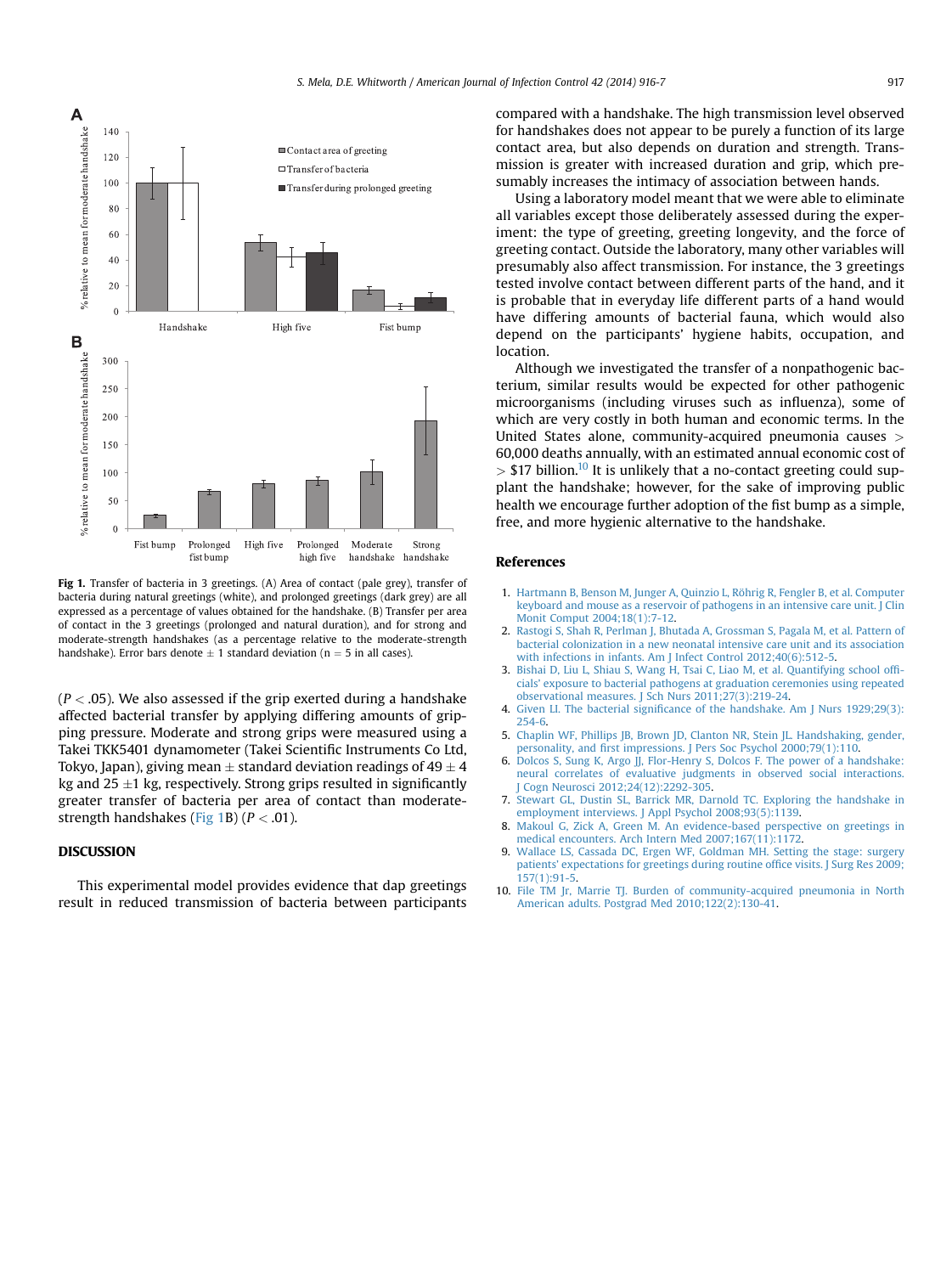A

% relative to mean for moderate handshake

140
120
100
80
60
40
20
0

Contact area of greeting
Transfer of bacteria
Transfer during prolonged greeting

Handshake
High five
Fist bump

B

% relative to mean for moderate handshake

300
250
200
150
100
50
0

Fist bump
Prolonged fist bump
High five
Prolonged high five
Moderate handshake
Strong handshake

**Fig 1.** Transfer of bacteria in 3 greetings. (A) Area of contact (pale grey), transfer of bacteria during natural greetings (white), and prolonged greetings (dark grey) are all expressed as a percentage of values obtained for the handshake. (B) Transfer per area of contact in the 3 greetings (prolonged and natural duration), and for strong and moderate-strength handshakes (as a percentage relative to the moderate-strength handshake). Error bars denote $\pm$ 1 standard deviation (n = 5 in all cases).

($P < .05$). We also assessed if the grip exerted during a handshake affected bacterial transfer by applying differing amounts of gripping pressure. Moderate and strong grips were measured using a Takei TKK5401 dynamometer (Takei Scientific Instruments Co Ltd, Tokyo, Japan), giving mean $\pm$ standard deviation readings of 49 $\pm$ 4 kg and 25 $\pm$1 kg, respectively. Strong grips resulted in significantly greater transfer of bacteria per area of contact than moderate-strength handshakes (Fig 1B) ($P < .01$).

## DISCUSSION

This experimental model provides evidence that dap greetings result in reduced transmission of bacteria between participants compared with a handshake. The high transmission level observed for handshakes does not appear to be purely a function of its large contact area, but also depends on duration and strength. Transmission is greater with increased duration and grip, which presumably increases the intimacy of association between hands.

Using a laboratory model meant that we were able to eliminate all variables except those deliberately assessed during the experiment: the type of greeting, greeting longevity, and the force of greeting contact. Outside the laboratory, many other variables will presumably also affect transmission. For instance, the 3 greetings tested involve contact between different parts of the hand, and it is probable that in everyday life different parts of a hand would have differing amounts of bacterial fauna, which would also depend on the participants' hygiene habits, occupation, and location.

Although we investigated the transfer of a nonpathogenic bacterium, similar results would be expected for other pathogenic microorganisms (including viruses such as influenza), some of which are very costly in both human and economic terms. In the United States alone, community-acquired pneumonia causes > 60,000 deaths annually, with an estimated annual economic cost of > $17 billion.[10] It is unlikely that a no-contact greeting could supplant the handshake; however, for the sake of improving public health we encourage further adoption of the fist bump as a simple, free, and more hygienic alternative to the handshake.

## References

1. Hartmann B, Benson M, Junger A, Quinzio L, Röhrig R, Fengler B, et al. Computer keyboard and mouse as a reservoir of pathogens in an intensive care unit. J Clin Monit Comput 2004;18(1):7-12.
2. Rastogi S, Shah R, Perlman J, Bhutada A, Grossman S, Pagala M, et al. Pattern of bacterial colonization in a new neonatal intensive care unit and its association with infections in infants. Am J Infect Control 2012;40(6):512-5.
3. Bishai D, Liu L, Shiau S, Wang H, Tsai C, Liao M, et al. Quantifying school officials' exposure to bacterial pathogens at graduation ceremonies using repeated observational measures. J Sch Nurs 2011;27(3):219-24.
4. Given LI. The bacterial significance of the handshake. Am J Nurs 1929;29(3):254-6.
5. Chaplin WF, Phillips JB, Brown JD, Clanton NR, Stein JL. Handshaking, gender, personality, and first impressions. J Pers Soc Psychol 2000;79(1):110.
6. Dolcos S, Sung K, Argo JJ, Flor-Henry S, Dolcos F. The power of a handshake: neural correlates of evaluative judgments in observed social interactions. J Cogn Neurosci 2012;24(12):2292-305.
7. Stewart GL, Dustin SL, Barrick MR, Darnold TC. Exploring the handshake in employment interviews. J Appl Psychol 2008;93(5):1139.
8. Makoul G, Zick A, Green M. An evidence-based perspective on greetings in medical encounters. Arch Intern Med 2007;167(11):1172.
9. Wallace LS, Cassada DC, Ergen WF, Goldman MH. Setting the stage: surgery patients' expectations for greetings during routine office visits. J Surg Res 2009;157(1):91-5.
10. File TM Jr, Marrie TJ. Burden of community-acquired pneumonia in North American adults. Postgrad Med 2010;122(2):130-41.